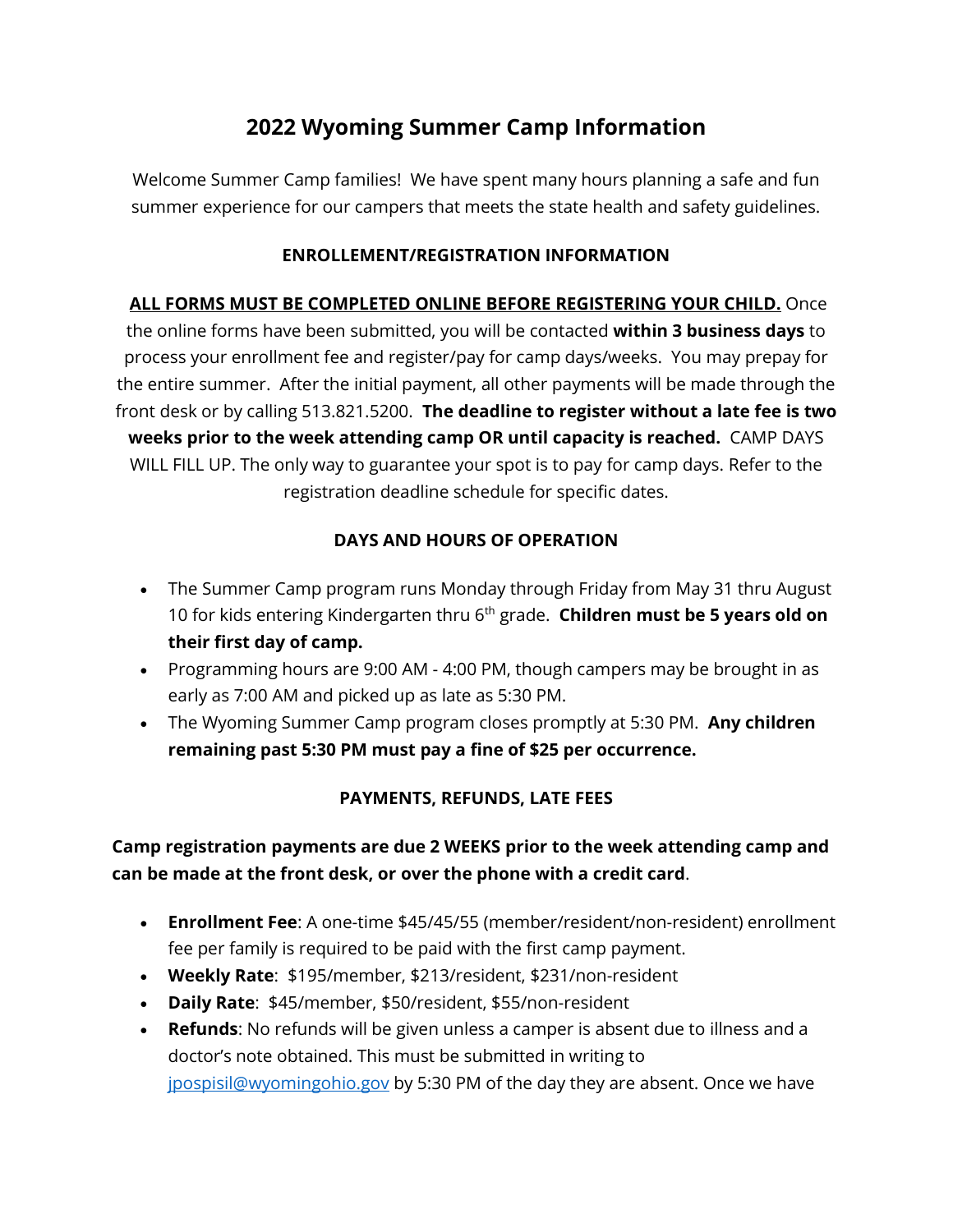# 2022 Wyoming Summer Camp Information

Welcome Summer Camp families! We have spent many hours planning a safe and fun summer experience for our campers that meets the state health and safety guidelines.

## ENROLLEMENT/REGISTRATION INFORMATION

**ALL FORMS MUST BE COMPLETED ONLINE BEFORE REGISTERING YOUR CHILD.** Once the online forms have been submitted, you will be contacted **within 3 business days** to process your enrollment fee and register/pay for camp days/weeks. You may prepay for the entire summer. After the initial payment, all other payments will be made through the front desk or by calling 513.821.5200. **The deadline to register without a late fee is two weeks prior to the week attending camp OR until capacity is reached.** CAMP DAYS WILL FILL UP. The only way to guarantee your spot is to pay for camp days. Refer to the registration deadline schedule for specific dates.

## DAYS AND HOURS OF OPERATION

- The Summer Camp program runs Monday through Friday from May 31 thru August 10 for kids entering Kindergarten thru 6th grade. **Children must be 5 years old on their first day of camp.**
- Programming hours are 9:00 AM - 4:00 PM, though campers may be brought in as early as 7:00 AM and picked up as late as 5:30 PM.
- The Wyoming Summer Camp program closes promptly at 5:30 PM. **Any children remaining past 5:30 PM must pay a fine of $25 per occurrence.**

## PAYMENTS, REFUNDS, LATE FEES

**Camp registration payments are due 2 WEEKS prior to the week attending camp and can be made at the front desk, or over the phone with a credit card**.

- **Enrollment Fee**: A one-time $45/45/55 (member/resident/non-resident) enrollment fee per family is required to be paid with the first camp payment.
- **Weekly Rate**: $195/member, $213/resident, $231/non-resident
- **Daily Rate**: $45/member, $50/resident, $55/non-resident
- **Refunds**: No refunds will be given unless a camper is absent due to illness and a doctor's note obtained. This must be submitted in writing to jpospisil@wyomingohio.gov by 5:30 PM of the day they are absent. Once we have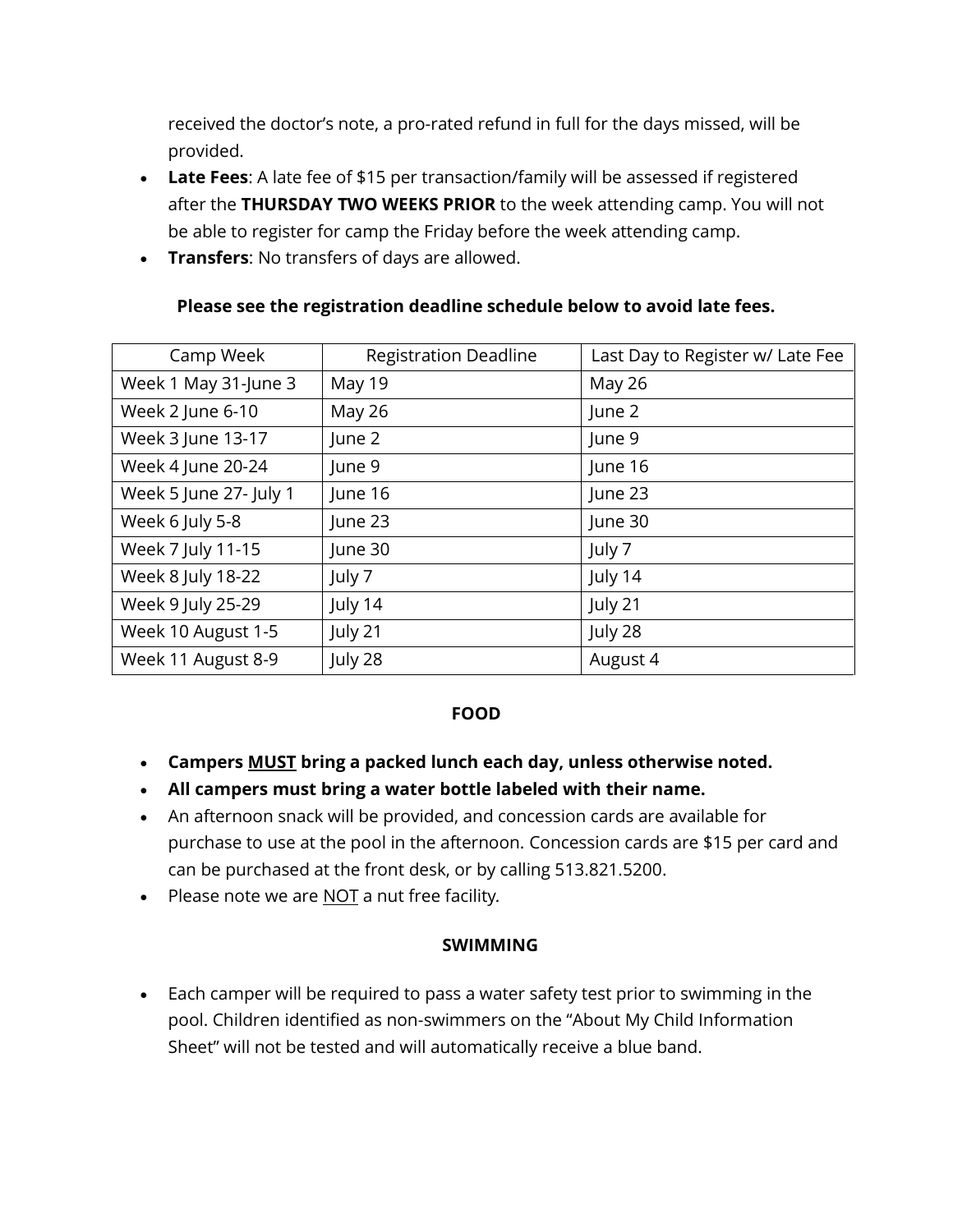received the doctor's note, a pro-rated refund in full for the days missed, will be provided.

- **Late Fees**: A late fee of $15 per transaction/family will be assessed if registered after the **THURSDAY TWO WEEKS PRIOR** to the week attending camp. You will not be able to register for camp the Friday before the week attending camp.
- **Transfers**: No transfers of days are allowed.

**Please see the registration deadline schedule below to avoid late fees.**

| Camp Week | Registration Deadline | Last Day to Register w/ Late Fee |
|---|---|---|
| Week 1 May 31-June 3 | May 19 | May 26 |
| Week 2 June 6-10 | May 26 | June 2 |
| Week 3 June 13-17 | June 2 | June 9 |
| Week 4 June 20-24 | June 9 | June 16 |
| Week 5 June 27- July 1 | June 16 | June 23 |
| Week 6 July 5-8 | June 23 | June 30 |
| Week 7 July 11-15 | June 30 | July 7 |
| Week 8 July 18-22 | July 7 | July 14 |
| Week 9 July 25-29 | July 14 | July 21 |
| Week 10 August 1-5 | July 21 | July 28 |
| Week 11 August 8-9 | July 28 | August 4 |

## FOOD

- **Campers <u>MUST</u> bring a packed lunch each day, unless otherwise noted.**
- **All campers must bring a water bottle labeled with their name.**
- An afternoon snack will be provided, and concession cards are available for purchase to use at the pool in the afternoon. Concession cards are $15 per card and can be purchased at the front desk, or by calling 513.821.5200.
- Please note we are <u>NOT</u> a nut free facility.

## SWIMMING

- Each camper will be required to pass a water safety test prior to swimming in the pool. Children identified as non-swimmers on the "About My Child Information Sheet" will not be tested and will automatically receive a blue band.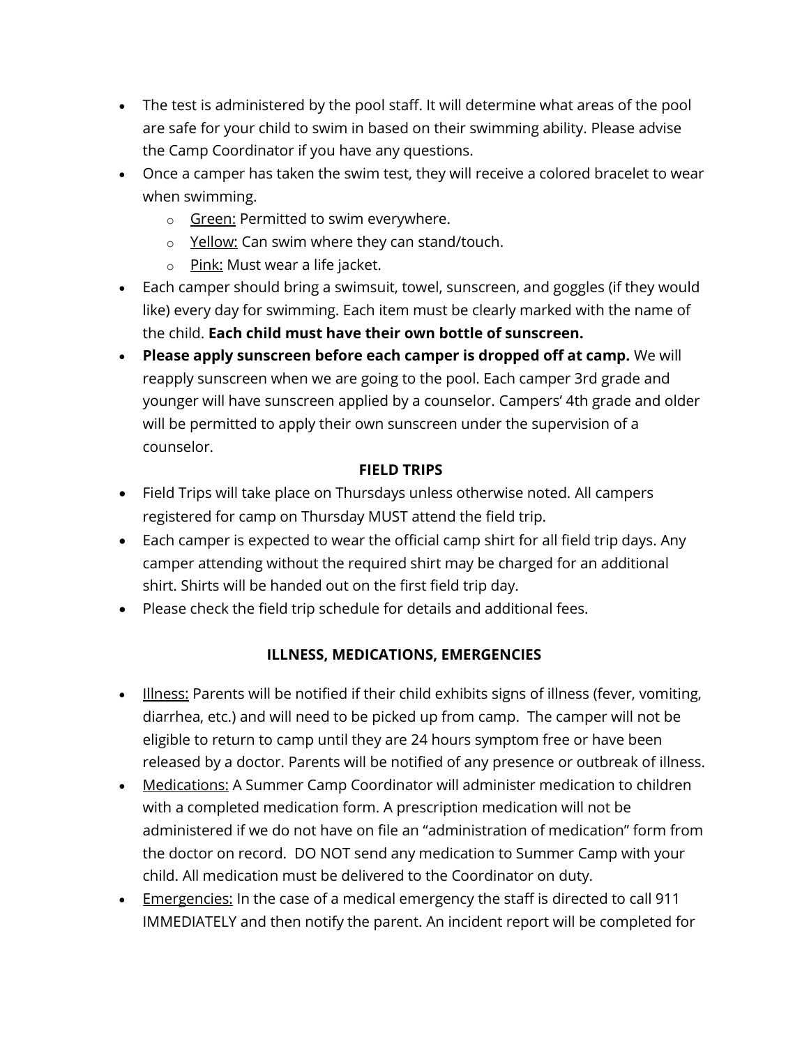- The test is administered by the pool staff. It will determine what areas of the pool are safe for your child to swim in based on their swimming ability. Please advise the Camp Coordinator if you have any questions.
- Once a camper has taken the swim test, they will receive a colored bracelet to wear when swimming.
    - <u>Green:</u> Permitted to swim everywhere.
    - <u>Yellow:</u> Can swim where they can stand/touch.
    - <u>Pink:</u> Must wear a life jacket.
- Each camper should bring a swimsuit, towel, sunscreen, and goggles (if they would like) every day for swimming. Each item must be clearly marked with the name of the child. **Each child must have their own bottle of sunscreen.**
- **Please apply sunscreen before each camper is dropped off at camp.** We will reapply sunscreen when we are going to the pool. Each camper 3rd grade and younger will have sunscreen applied by a counselor. Campers' 4th grade and older will be permitted to apply their own sunscreen under the supervision of a counselor.

## FIELD TRIPS

- Field Trips will take place on Thursdays unless otherwise noted. All campers registered for camp on Thursday MUST attend the field trip.
- Each camper is expected to wear the official camp shirt for all field trip days. Any camper attending without the required shirt may be charged for an additional shirt. Shirts will be handed out on the first field trip day.
- Please check the field trip schedule for details and additional fees.

## ILLNESS, MEDICATIONS, EMERGENCIES

- <u>Illness:</u> Parents will be notified if their child exhibits signs of illness (fever, vomiting, diarrhea, etc.) and will need to be picked up from camp. The camper will not be eligible to return to camp until they are 24 hours symptom free or have been released by a doctor. Parents will be notified of any presence or outbreak of illness.
- <u>Medications:</u> A Summer Camp Coordinator will administer medication to children with a completed medication form. A prescription medication will not be administered if we do not have on file an "administration of medication" form from the doctor on record. DO NOT send any medication to Summer Camp with your child. All medication must be delivered to the Coordinator on duty.
- <u>Emergencies:</u> In the case of a medical emergency the staff is directed to call 911 IMMEDIATELY and then notify the parent. An incident report will be completed for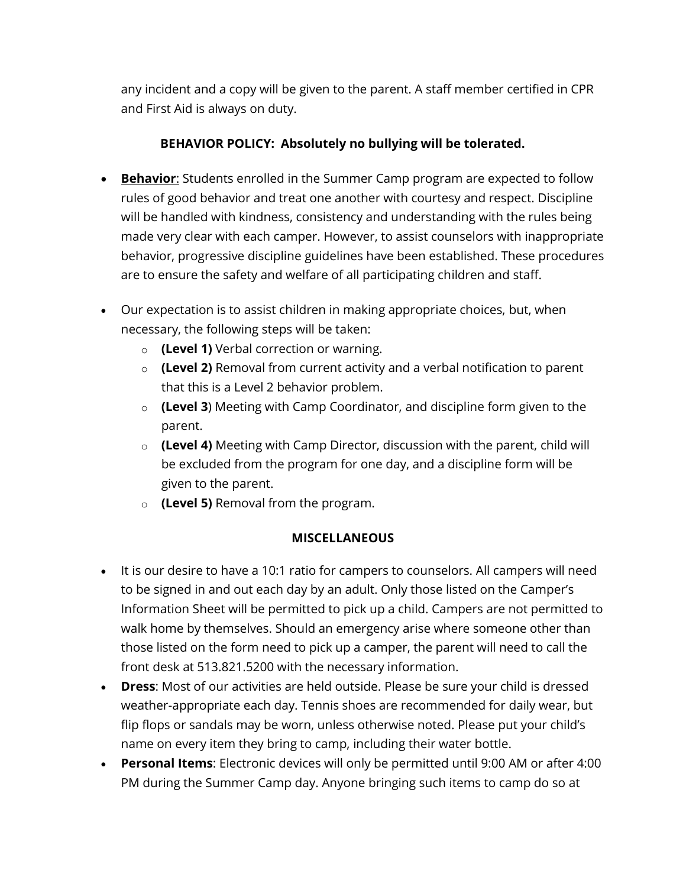any incident and a copy will be given to the parent. A staff member certified in CPR and First Aid is always on duty.

**BEHAVIOR POLICY: Absolutely no bullying will be tolerated.**

- **<u>Behavior</u>**: Students enrolled in the Summer Camp program are expected to follow rules of good behavior and treat one another with courtesy and respect. Discipline will be handled with kindness, consistency and understanding with the rules being made very clear with each camper. However, to assist counselors with inappropriate behavior, progressive discipline guidelines have been established. These procedures are to ensure the safety and welfare of all participating children and staff.

- Our expectation is to assist children in making appropriate choices, but, when necessary, the following steps will be taken:
  - **(Level 1)** Verbal correction or warning.
  - **(Level 2)** Removal from current activity and a verbal notification to parent that this is a Level 2 behavior problem.
  - **(Level 3**) Meeting with Camp Coordinator, and discipline form given to the parent.
  - **(Level 4)** Meeting with Camp Director, discussion with the parent, child will be excluded from the program for one day, and a discipline form will be given to the parent.
  - **(Level 5)** Removal from the program.

**MISCELLANEOUS**

- It is our desire to have a 10:1 ratio for campers to counselors. All campers will need to be signed in and out each day by an adult. Only those listed on the Camper's Information Sheet will be permitted to pick up a child. Campers are not permitted to walk home by themselves. Should an emergency arise where someone other than those listed on the form need to pick up a camper, the parent will need to call the front desk at 513.821.5200 with the necessary information.
- **Dress**: Most of our activities are held outside. Please be sure your child is dressed weather-appropriate each day. Tennis shoes are recommended for daily wear, but flip flops or sandals may be worn, unless otherwise noted. Please put your child's name on every item they bring to camp, including their water bottle.
- **Personal Items**: Electronic devices will only be permitted until 9:00 AM or after 4:00 PM during the Summer Camp day. Anyone bringing such items to camp do so at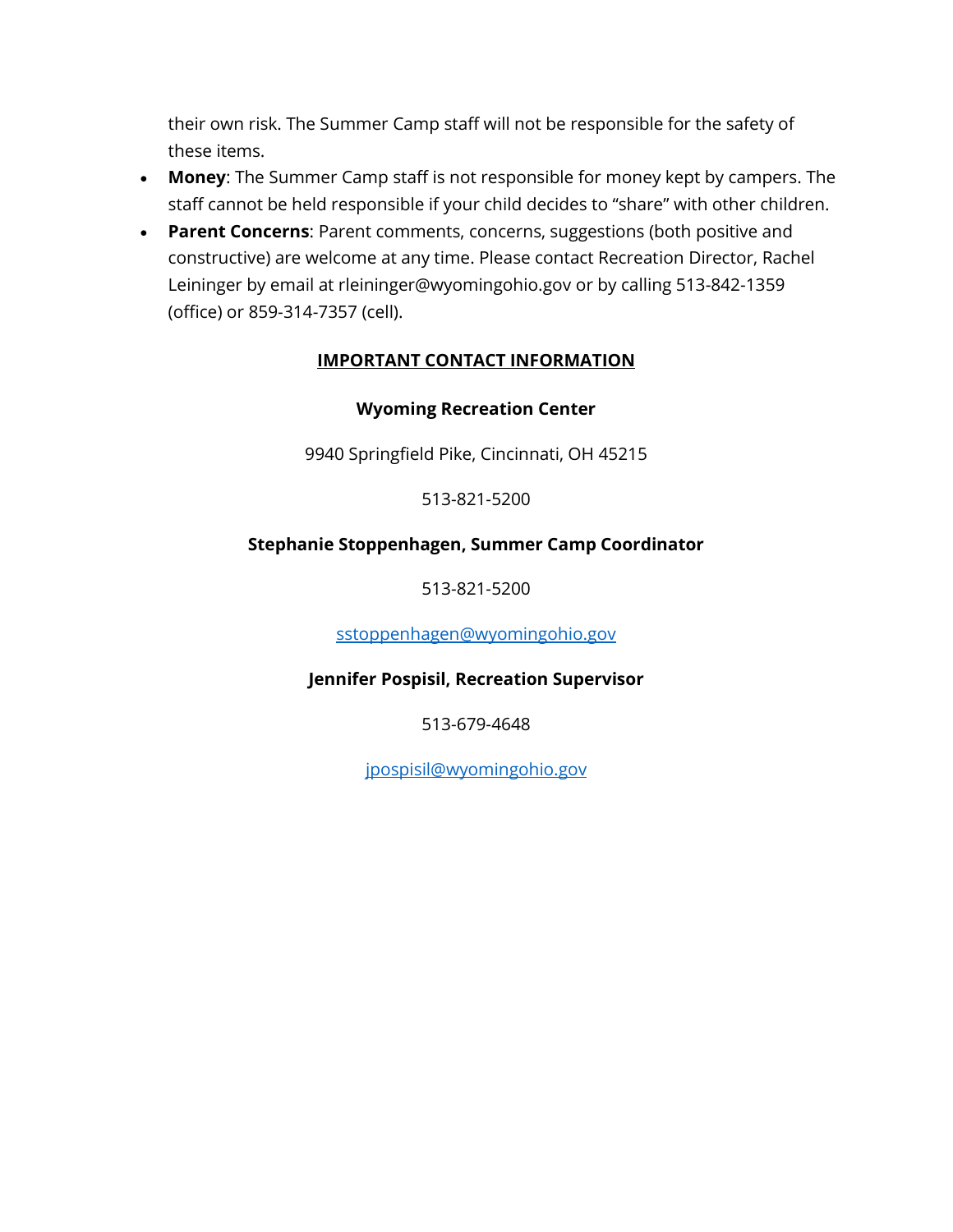their own risk. The Summer Camp staff will not be responsible for the safety of these items.

- **Money**: The Summer Camp staff is not responsible for money kept by campers. The staff cannot be held responsible if your child decides to "share" with other children.
- **Parent Concerns**: Parent comments, concerns, suggestions (both positive and constructive) are welcome at any time. Please contact Recreation Director, Rachel Leininger by email at rleininger@wyomingohio.gov or by calling 513-842-1359 (office) or 859-314-7357 (cell).

## IMPORTANT CONTACT INFORMATION

**Wyoming Recreation Center**

9940 Springfield Pike, Cincinnati, OH 45215

513-821-5200

**Stephanie Stoppenhagen, Summer Camp Coordinator**

513-821-5200

sstoppenhagen@wyomingohio.gov

**Jennifer Pospisil, Recreation Supervisor**

513-679-4648

jpospisil@wyomingohio.gov